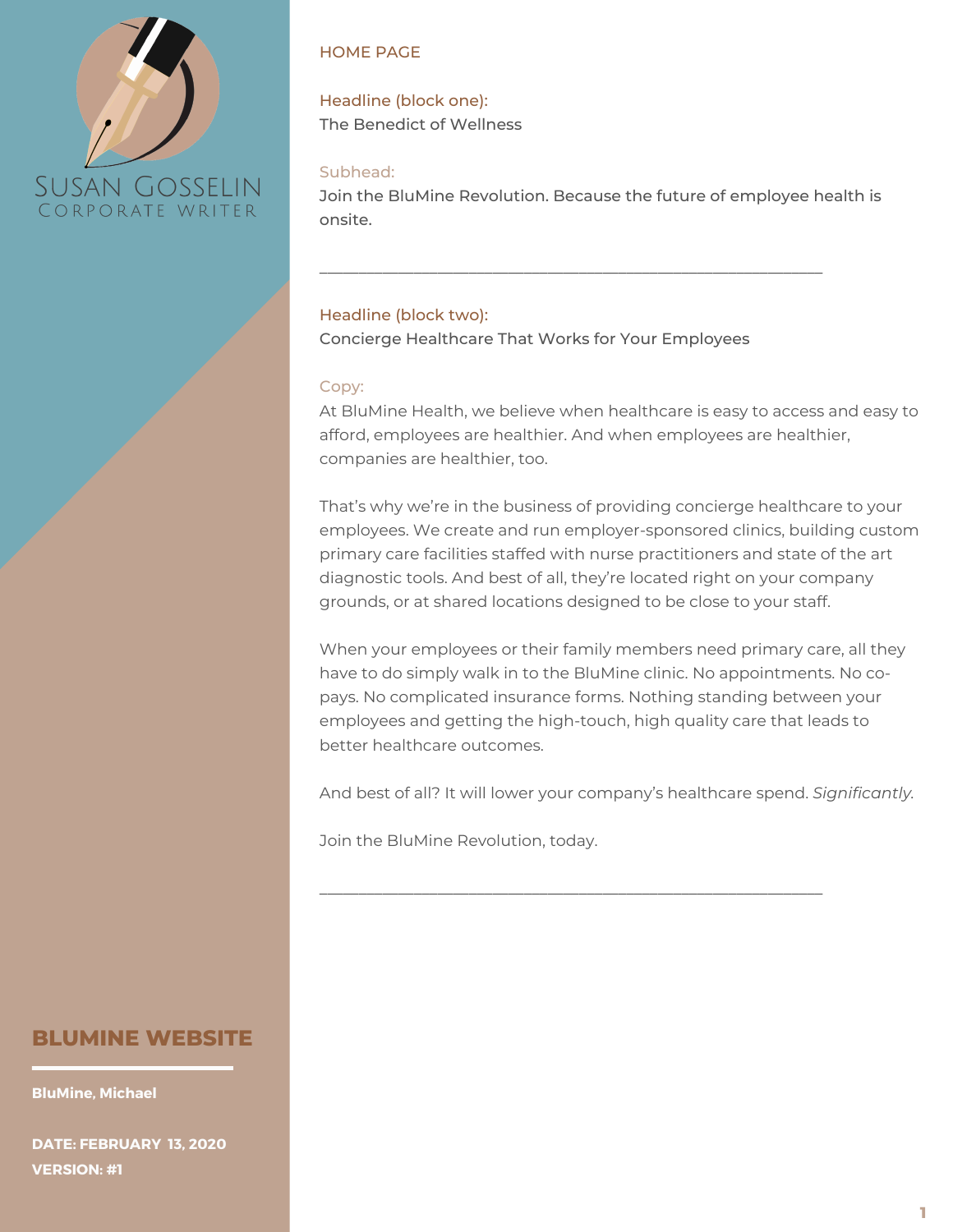SUSAN GOSSELIN
CORPORATE WRITER

## BLUMINE WEBSITE

**BluMine, Michael**

**DATE: FEBRUARY 13, 2020**
**VERSION: #1**

HOME PAGE

Headline (block one):
The Benedict of Wellness

Subhead:
Join the BluMine Revolution. Because the future of employee health is onsite.

---

Headline (block two):
Concierge Healthcare That Works for Your Employees

Copy:
At BluMine Health, we believe when healthcare is easy to access and easy to afford, employees are healthier. And when employees are healthier, companies are healthier, too.

That's why we're in the business of providing concierge healthcare to your employees. We create and run employer-sponsored clinics, building custom primary care facilities staffed with nurse practitioners and state of the art diagnostic tools. And best of all, they're located right on your company grounds, or at shared locations designed to be close to your staff.

When your employees or their family members need primary care, all they have to do simply walk in to the BluMine clinic. No appointments. No co-pays. No complicated insurance forms. Nothing standing between your employees and getting the high-touch, high quality care that leads to better healthcare outcomes.

And best of all? It will lower your company's healthcare spend. *Significantly.*

Join the BluMine Revolution, today.

---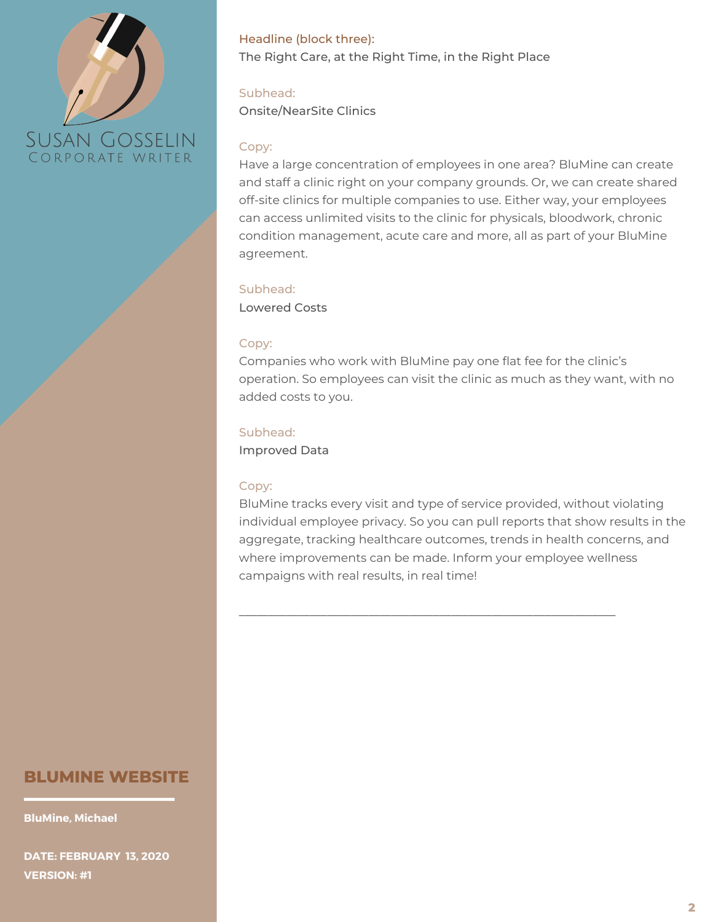Headline (block three):
The Right Care, at the Right Time, in the Right Place

Subhead:
Onsite/NearSite Clinics

Copy:
Have a large concentration of employees in one area? BluMine can create and staff a clinic right on your company grounds. Or, we can create shared off-site clinics for multiple companies to use. Either way, your employees can access unlimited visits to the clinic for physicals, bloodwork, chronic condition management, acute care and more, all as part of your BluMine agreement.

Subhead:
Lowered Costs

Copy:
Companies who work with BluMine pay one flat fee for the clinic's operation. So employees can visit the clinic as much as they want, with no added costs to you.

Subhead:
Improved Data

Copy:
BluMine tracks every visit and type of service provided, without violating individual employee privacy. So you can pull reports that show results in the aggregate, tracking healthcare outcomes, trends in health concerns, and where improvements can be made. Inform your employee wellness campaigns with real results, in real time!

---

SUSAN GOSSELIN
CORPORATE WRITER

**BLUMINE WEBSITE**

**BluMine, Michael**

**DATE: FEBRUARY 13, 2020**
**VERSION: #1**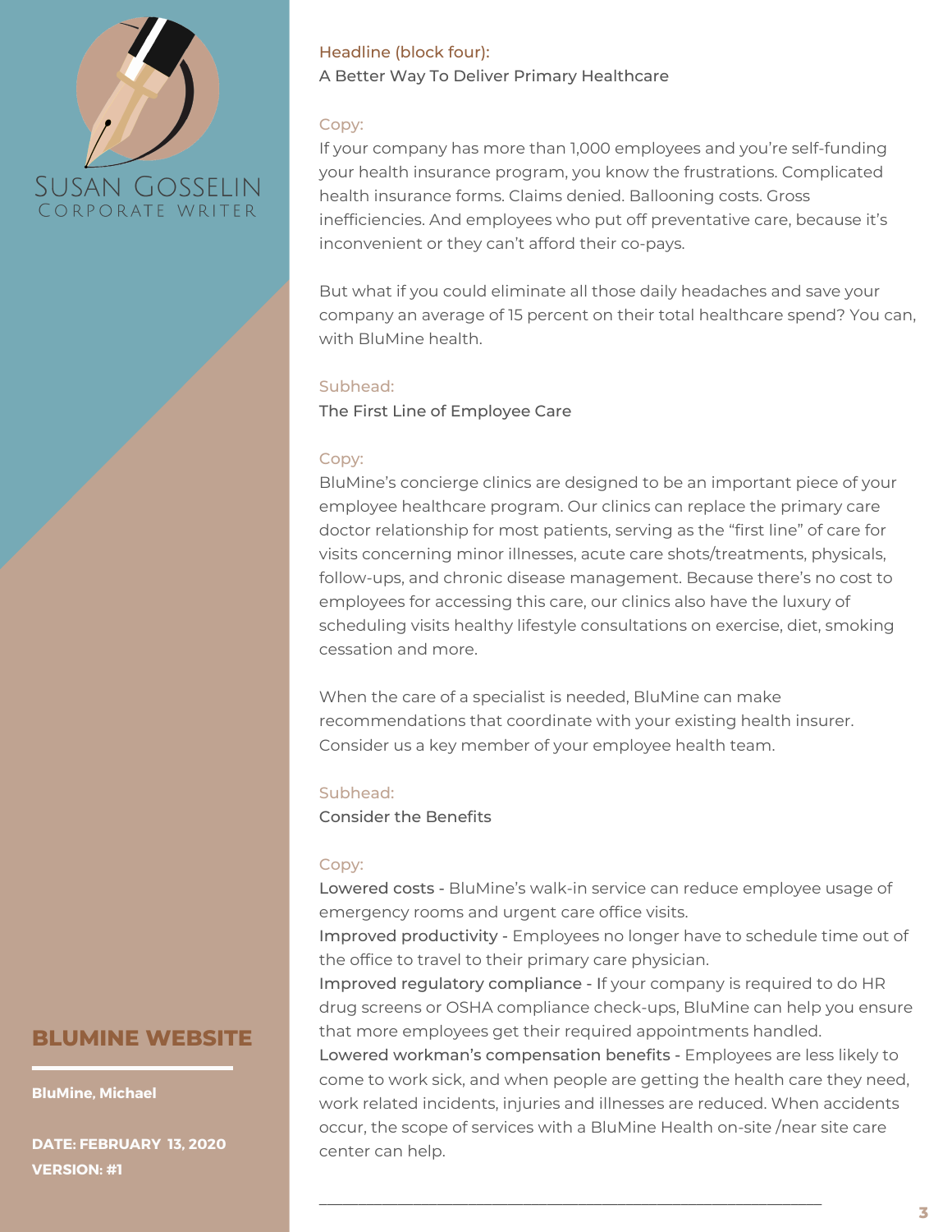SUSAN GOSSELIN
CORPORATE WRITER

**BLUMINE WEBSITE**

**BluMine, Michael**

**DATE: FEBRUARY 13, 2020**
**VERSION: #1**

Headline (block four):
A Better Way To Deliver Primary Healthcare

Copy:
If your company has more than 1,000 employees and you're self-funding your health insurance program, you know the frustrations. Complicated health insurance forms. Claims denied. Ballooning costs. Gross inefficiencies. And employees who put off preventative care, because it's inconvenient or they can't afford their co-pays.

But what if you could eliminate all those daily headaches and save your company an average of 15 percent on their total healthcare spend? You can, with BluMine health.

Subhead:
The First Line of Employee Care

Copy:
BluMine's concierge clinics are designed to be an important piece of your employee healthcare program. Our clinics can replace the primary care doctor relationship for most patients, serving as the "first line" of care for visits concerning minor illnesses, acute care shots/treatments, physicals, follow-ups, and chronic disease management. Because there's no cost to employees for accessing this care, our clinics also have the luxury of scheduling visits healthy lifestyle consultations on exercise, diet, smoking cessation and more.

When the care of a specialist is needed, BluMine can make recommendations that coordinate with your existing health insurer. Consider us a key member of your employee health team.

Subhead:
Consider the Benefits

Copy:
Lowered costs - BluMine's walk-in service can reduce employee usage of emergency rooms and urgent care office visits.
Improved productivity - Employees no longer have to schedule time out of the office to travel to their primary care physician.
Improved regulatory compliance - If your company is required to do HR drug screens or OSHA compliance check-ups, BluMine can help you ensure that more employees get their required appointments handled.
Lowered workman's compensation benefits - Employees are less likely to come to work sick, and when people are getting the health care they need, work related incidents, injuries and illnesses are reduced. When accidents occur, the scope of services with a BluMine Health on-site /near site care center can help.

---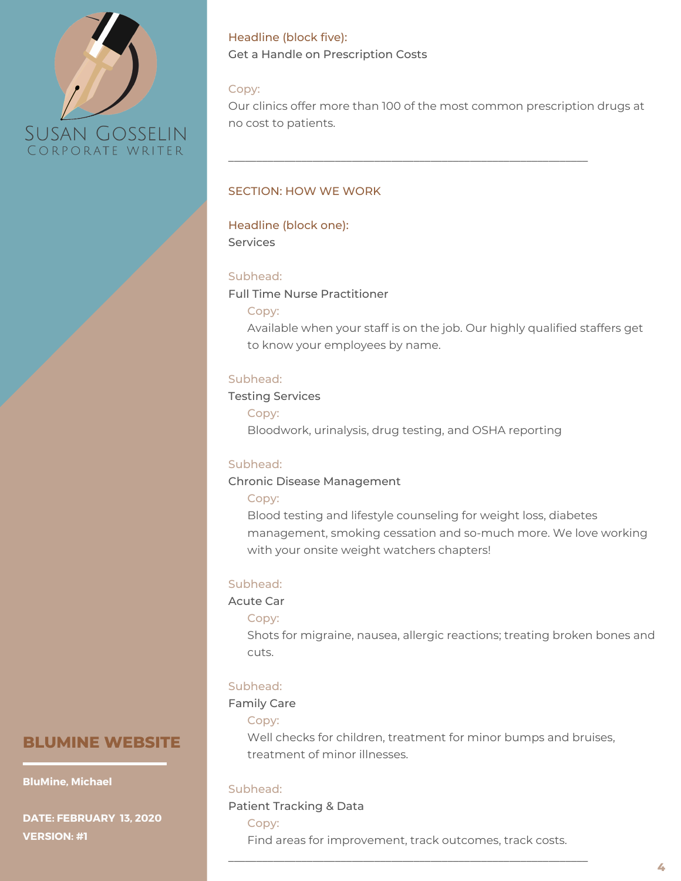Susan Gosselin
Corporate Writer

Headline (block five):
Get a Handle on Prescription Costs

Copy:
Our clinics offer more than 100 of the most common prescription drugs at no cost to patients.

---

SECTION: HOW WE WORK

Headline (block one):
Services

Subhead:
Full Time Nurse Practitioner

Copy:
Available when your staff is on the job. Our highly qualified staffers get to know your employees by name.

Subhead:
Testing Services

Copy:
Bloodwork, urinalysis, drug testing, and OSHA reporting

Subhead:
Chronic Disease Management

Copy:
Blood testing and lifestyle counseling for weight loss, diabetes management, smoking cessation and so-much more. We love working with your onsite weight watchers chapters!

Subhead:
Acute Car

Copy:
Shots for migraine, nausea, allergic reactions; treating broken bones and cuts.

Subhead:
Family Care

Copy:
Well checks for children, treatment for minor bumps and bruises, treatment of minor illnesses.

Subhead:
Patient Tracking & Data

Copy:
Find areas for improvement, track outcomes, track costs.

---

**BLUMINE WEBSITE**

**BluMine, Michael**

**DATE: FEBRUARY 13, 2020**
**VERSION: #1**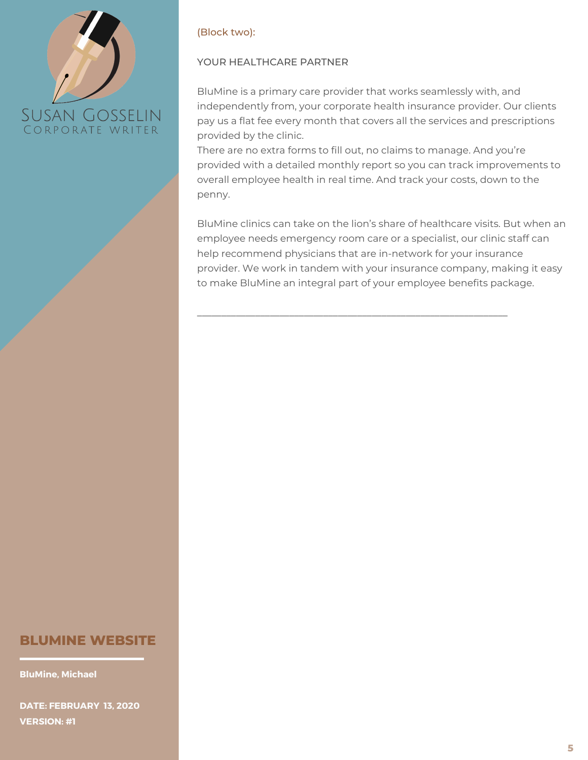(Block two):

YOUR HEALTHCARE PARTNER

BluMine is a primary care provider that works seamlessly with, and independently from, your corporate health insurance provider. Our clients pay us a flat fee every month that covers all the services and prescriptions provided by the clinic.
There are no extra forms to fill out, no claims to manage. And you're provided with a detailed monthly report so you can track improvements to overall employee health in real time. And track your costs, down to the penny.

BluMine clinics can take on the lion's share of healthcare visits. But when an employee needs emergency room care or a specialist, our clinic staff can help recommend physicians that are in-network for your insurance provider. We work in tandem with your insurance company, making it easy to make BluMine an integral part of your employee benefits package.

---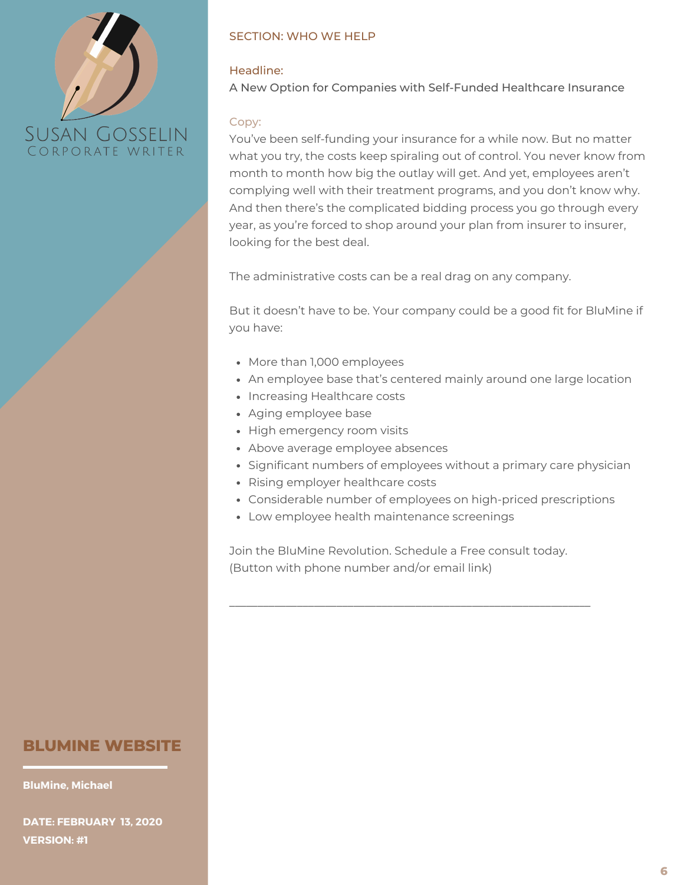SECTION: WHO WE HELP

Headline:

A New Option for Companies with Self-Funded Healthcare Insurance

Copy:

You've been self-funding your insurance for a while now. But no matter what you try, the costs keep spiraling out of control. You never know from month to month how big the outlay will get. And yet, employees aren't complying well with their treatment programs, and you don't know why. And then there's the complicated bidding process you go through every year, as you're forced to shop around your plan from insurer to insurer, looking for the best deal.

The administrative costs can be a real drag on any company.

But it doesn't have to be. Your company could be a good fit for BluMine if you have:

- More than 1,000 employees
- An employee base that's centered mainly around one large location
- Increasing Healthcare costs
- Aging employee base
- High emergency room visits
- Above average employee absences
- Significant numbers of employees without a primary care physician
- Rising employer healthcare costs
- Considerable number of employees on high-priced prescriptions
- Low employee health maintenance screenings

Join the BluMine Revolution. Schedule a Free consult today.
(Button with phone number and/or email link)

---

**SUSAN GOSSELIN**
CORPORATE WRITER

**BLUMINE WEBSITE**

**BluMine, Michael**

**DATE: FEBRUARY 13, 2020**
**VERSION: #1**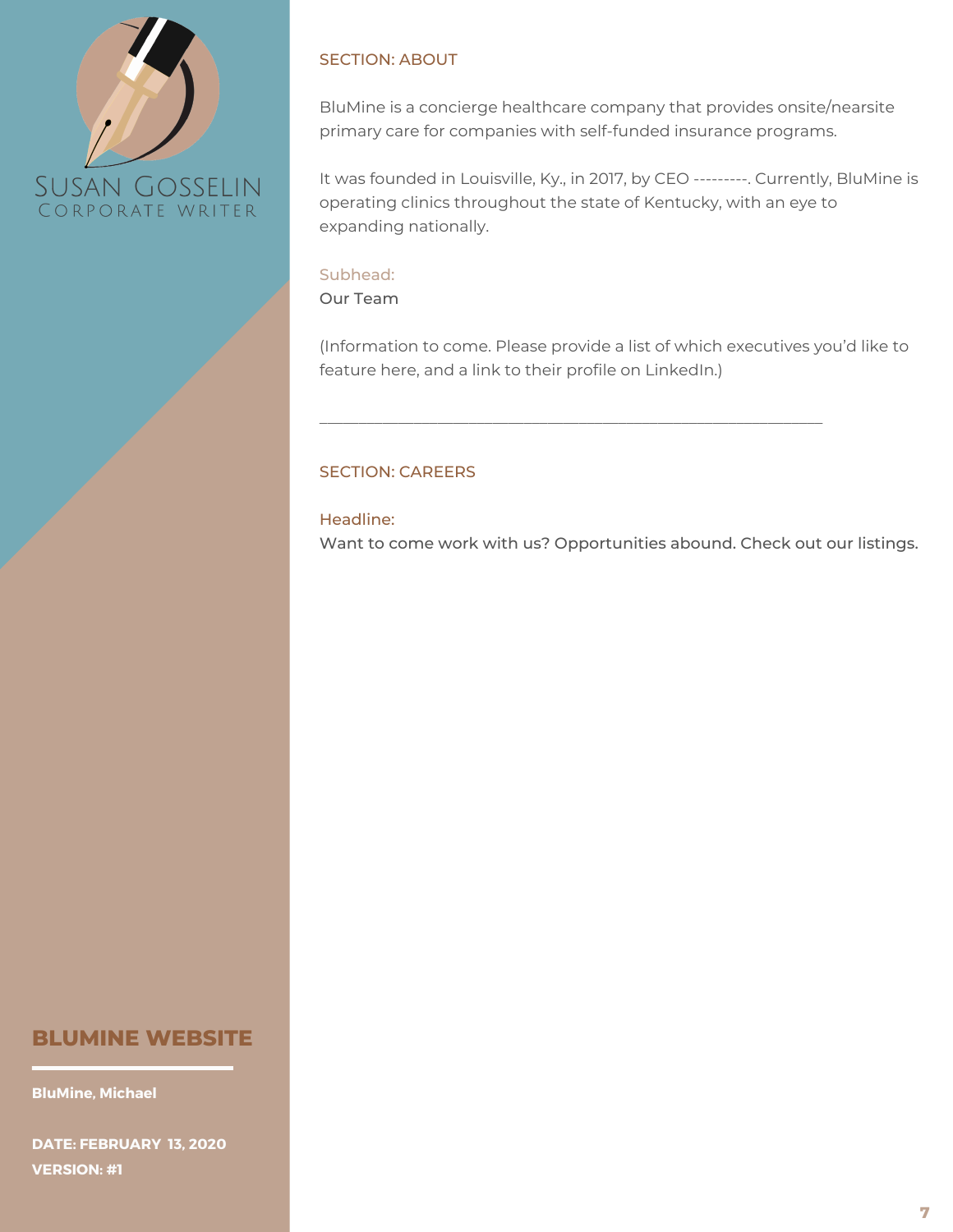SUSAN GOSSELIN
CORPORATE WRITER

**BLUMINE WEBSITE**

**BluMine, Michael**

**DATE: FEBRUARY 13, 2020**
**VERSION: #1**

SECTION: ABOUT

BluMine is a concierge healthcare company that provides onsite/nearsite primary care for companies with self-funded insurance programs.

It was founded in Louisville, Ky., in 2017, by CEO ---------. Currently, BluMine is operating clinics throughout the state of Kentucky, with an eye to expanding nationally.

Subhead:
Our Team

(Information to come. Please provide a list of which executives you'd like to feature here, and a link to their profile on LinkedIn.)

---

SECTION: CAREERS

Headline:
Want to come work with us? Opportunities abound. Check out our listings.